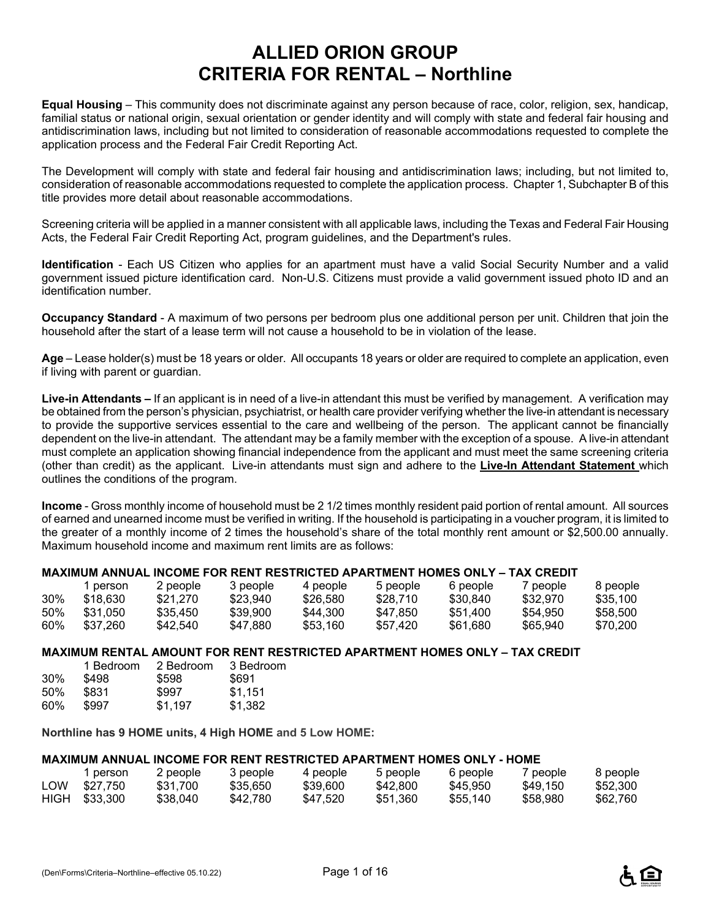# ALLIED ORION GROUP
# CRITERIA FOR RENTAL – Northline

**Equal Housing** – This community does not discriminate against any person because of race, color, religion, sex, handicap, familial status or national origin, sexual orientation or gender identity and will comply with state and federal fair housing and antidiscrimination laws, including but not limited to consideration of reasonable accommodations requested to complete the application process and the Federal Fair Credit Reporting Act.

The Development will comply with state and federal fair housing and antidiscrimination laws; including, but not limited to, consideration of reasonable accommodations requested to complete the application process. Chapter 1, Subchapter B of this title provides more detail about reasonable accommodations.

Screening criteria will be applied in a manner consistent with all applicable laws, including the Texas and Federal Fair Housing Acts, the Federal Fair Credit Reporting Act, program guidelines, and the Department's rules.

**Identification** - Each US Citizen who applies for an apartment must have a valid Social Security Number and a valid government issued picture identification card. Non-U.S. Citizens must provide a valid government issued photo ID and an identification number.

**Occupancy Standard** - A maximum of two persons per bedroom plus one additional person per unit. Children that join the household after the start of a lease term will not cause a household to be in violation of the lease.

**Age** – Lease holder(s) must be 18 years or older. All occupants 18 years or older are required to complete an application, even if living with parent or guardian.

**Live-in Attendants –** If an applicant is in need of a live-in attendant this must be verified by management. A verification may be obtained from the person's physician, psychiatrist, or health care provider verifying whether the live-in attendant is necessary to provide the supportive services essential to the care and wellbeing of the person. The applicant cannot be financially dependent on the live-in attendant. The attendant may be a family member with the exception of a spouse. A live-in attendant must complete an application showing financial independence from the applicant and must meet the same screening criteria (other than credit) as the applicant. Live-in attendants must sign and adhere to the **Live-In Attendant Statement** which outlines the conditions of the program.

**Income** - Gross monthly income of household must be 2 1/2 times monthly resident paid portion of rental amount. All sources of earned and unearned income must be verified in writing. If the household is participating in a voucher program, it is limited to the greater of a monthly income of 2 times the household's share of the total monthly rent amount or $2,500.00 annually. Maximum household income and maximum rent limits are as follows:

**MAXIMUM ANNUAL INCOME FOR RENT RESTRICTED APARTMENT HOMES ONLY – TAX CREDIT**

| | 1 person | 2 people | 3 people | 4 people | 5 people | 6 people | 7 people | 8 people |
|---|---|---|---|---|---|---|---|---|
| 30% | $18,630 | $21,270 | $23,940 | $26,580 | $28,710 | $30,840 | $32,970 | $35,100 |
| 50% | $31,050 | $35,450 | $39,900 | $44,300 | $47,850 | $51,400 | $54,950 | $58,500 |
| 60% | $37,260 | $42,540 | $47,880 | $53,160 | $57,420 | $61,680 | $65,940 | $70,200 |

**MAXIMUM RENTAL AMOUNT FOR RENT RESTRICTED APARTMENT HOMES ONLY – TAX CREDIT**

| | 1 Bedroom | 2 Bedroom | 3 Bedroom |
|---|---|---|---|
| 30% | $498 | $598 | $691 |
| 50% | $831 | $997 | $1,151 |
| 60% | $997 | $1,197 | $1,382 |

**Northline has 9 HOME units, 4 High HOME and 5 Low HOME:**

**MAXIMUM ANNUAL INCOME FOR RENT RESTRICTED APARTMENT HOMES ONLY - HOME**

| | 1 person | 2 people | 3 people | 4 people | 5 people | 6 people | 7 people | 8 people |
|---|---|---|---|---|---|---|---|---|
| LOW | $27,750 | $31,700 | $35,650 | $39,600 | $42,800 | $45,950 | $49,150 | $52,300 |
| HIGH | $33,300 | $38,040 | $42,780 | $47,520 | $51,360 | $55,140 | $58,980 | $62,760 |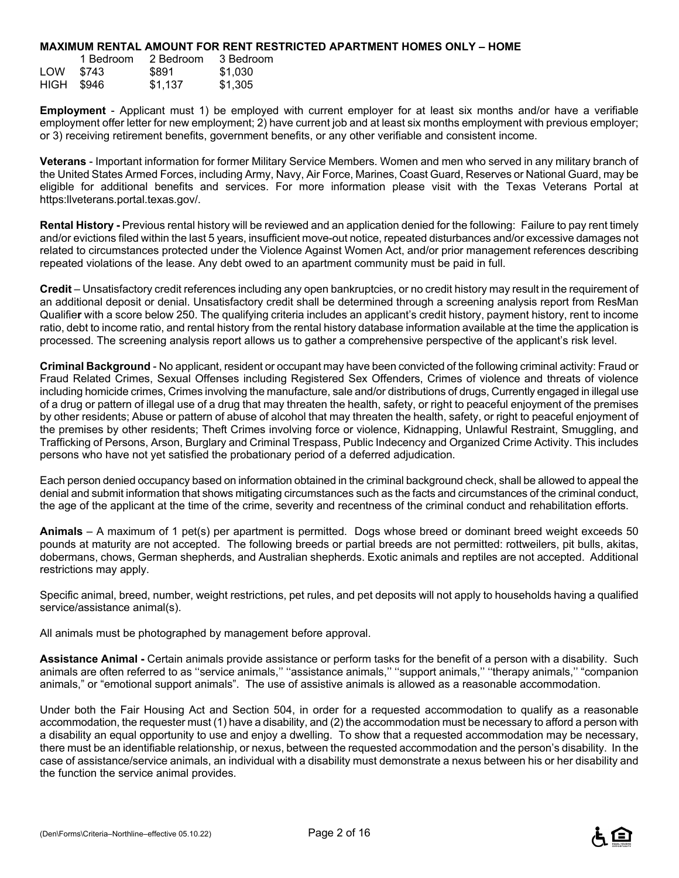**MAXIMUM RENTAL AMOUNT FOR RENT RESTRICTED APARTMENT HOMES ONLY – HOME**

| | 1 Bedroom | 2 Bedroom | 3 Bedroom |
|---|---|---|---|
| LOW | $743 | $891 | $1,030 |
| HIGH | $946 | $1,137 | $1,305 |

**Employment** - Applicant must 1) be employed with current employer for at least six months and/or have a verifiable employment offer letter for new employment; 2) have current job and at least six months employment with previous employer; or 3) receiving retirement benefits, government benefits, or any other verifiable and consistent income.

**Veterans** - Important information for former Military Service Members. Women and men who served in any military branch of the United States Armed Forces, including Army, Navy, Air Force, Marines, Coast Guard, Reserves or National Guard, may be eligible for additional benefits and services. For more information please visit with the Texas Veterans Portal at https:llveterans.portal.texas.gov/.

**Rental History -** Previous rental history will be reviewed and an application denied for the following: Failure to pay rent timely and/or evictions filed within the last 5 years, insufficient move-out notice, repeated disturbances and/or excessive damages not related to circumstances protected under the Violence Against Women Act, and/or prior management references describing repeated violations of the lease. Any debt owed to an apartment community must be paid in full.

**Credit** – Unsatisfactory credit references including any open bankruptcies, or no credit history may result in the requirement of an additional deposit or denial. Unsatisfactory credit shall be determined through a screening analysis report from ResMan Qualifier with a score below 250. The qualifying criteria includes an applicant's credit history, payment history, rent to income ratio, debt to income ratio, and rental history from the rental history database information available at the time the application is processed. The screening analysis report allows us to gather a comprehensive perspective of the applicant's risk level.

**Criminal Background** - No applicant, resident or occupant may have been convicted of the following criminal activity: Fraud or Fraud Related Crimes, Sexual Offenses including Registered Sex Offenders, Crimes of violence and threats of violence including homicide crimes, Crimes involving the manufacture, sale and/or distributions of drugs, Currently engaged in illegal use of a drug or pattern of illegal use of a drug that may threaten the health, safety, or right to peaceful enjoyment of the premises by other residents; Abuse or pattern of abuse of alcohol that may threaten the health, safety, or right to peaceful enjoyment of the premises by other residents; Theft Crimes involving force or violence, Kidnapping, Unlawful Restraint, Smuggling, and Trafficking of Persons, Arson, Burglary and Criminal Trespass, Public Indecency and Organized Crime Activity. This includes persons who have not yet satisfied the probationary period of a deferred adjudication.

Each person denied occupancy based on information obtained in the criminal background check, shall be allowed to appeal the denial and submit information that shows mitigating circumstances such as the facts and circumstances of the criminal conduct, the age of the applicant at the time of the crime, severity and recentness of the criminal conduct and rehabilitation efforts.

**Animals** – A maximum of 1 pet(s) per apartment is permitted. Dogs whose breed or dominant breed weight exceeds 50 pounds at maturity are not accepted. The following breeds or partial breeds are not permitted: rottweilers, pit bulls, akitas, dobermans, chows, German shepherds, and Australian shepherds. Exotic animals and reptiles are not accepted. Additional restrictions may apply.

Specific animal, breed, number, weight restrictions, pet rules, and pet deposits will not apply to households having a qualified service/assistance animal(s).

All animals must be photographed by management before approval.

**Assistance Animal -** Certain animals provide assistance or perform tasks for the benefit of a person with a disability. Such animals are often referred to as ''service animals,'' ''assistance animals,'' ''support animals,'' ''therapy animals,'' "companion animals," or "emotional support animals". The use of assistive animals is allowed as a reasonable accommodation.

Under both the Fair Housing Act and Section 504, in order for a requested accommodation to qualify as a reasonable accommodation, the requester must (1) have a disability, and (2) the accommodation must be necessary to afford a person with a disability an equal opportunity to use and enjoy a dwelling. To show that a requested accommodation may be necessary, there must be an identifiable relationship, or nexus, between the requested accommodation and the person's disability. In the case of assistance/service animals, an individual with a disability must demonstrate a nexus between his or her disability and the function the service animal provides.

(Den\Forms\Criteria–Northline–effective 05.10.22)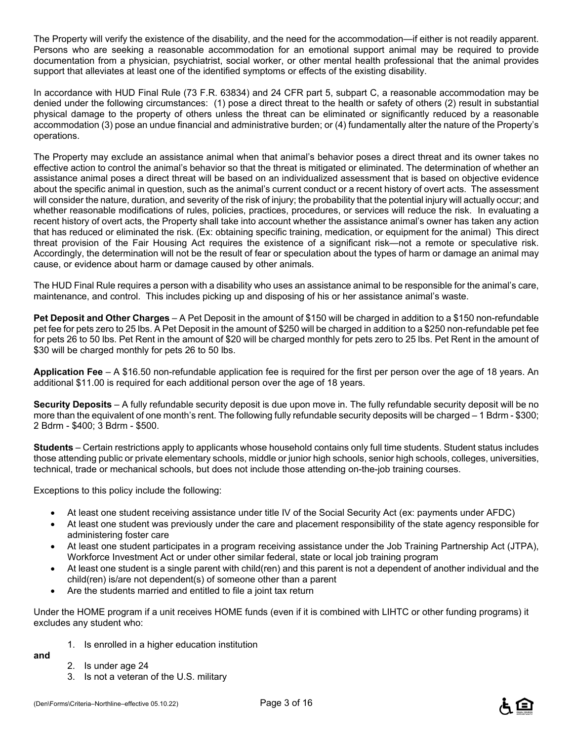The Property will verify the existence of the disability, and the need for the accommodation—if either is not readily apparent. Persons who are seeking a reasonable accommodation for an emotional support animal may be required to provide documentation from a physician, psychiatrist, social worker, or other mental health professional that the animal provides support that alleviates at least one of the identified symptoms or effects of the existing disability.

In accordance with HUD Final Rule (73 F.R. 63834) and 24 CFR part 5, subpart C, a reasonable accommodation may be denied under the following circumstances: (1) pose a direct threat to the health or safety of others (2) result in substantial physical damage to the property of others unless the threat can be eliminated or significantly reduced by a reasonable accommodation (3) pose an undue financial and administrative burden; or (4) fundamentally alter the nature of the Property's operations.

The Property may exclude an assistance animal when that animal's behavior poses a direct threat and its owner takes no effective action to control the animal's behavior so that the threat is mitigated or eliminated. The determination of whether an assistance animal poses a direct threat will be based on an individualized assessment that is based on objective evidence about the specific animal in question, such as the animal's current conduct or a recent history of overt acts. The assessment will consider the nature, duration, and severity of the risk of injury; the probability that the potential injury will actually occur; and whether reasonable modifications of rules, policies, practices, procedures, or services will reduce the risk. In evaluating a recent history of overt acts, the Property shall take into account whether the assistance animal's owner has taken any action that has reduced or eliminated the risk. (Ex: obtaining specific training, medication, or equipment for the animal) This direct threat provision of the Fair Housing Act requires the existence of a significant risk—not a remote or speculative risk. Accordingly, the determination will not be the result of fear or speculation about the types of harm or damage an animal may cause, or evidence about harm or damage caused by other animals.

The HUD Final Rule requires a person with a disability who uses an assistance animal to be responsible for the animal's care, maintenance, and control. This includes picking up and disposing of his or her assistance animal's waste.

**Pet Deposit and Other Charges** – A Pet Deposit in the amount of $150 will be charged in addition to a $150 non-refundable pet fee for pets zero to 25 lbs. A Pet Deposit in the amount of $250 will be charged in addition to a $250 non-refundable pet fee for pets 26 to 50 lbs. Pet Rent in the amount of $20 will be charged monthly for pets zero to 25 lbs. Pet Rent in the amount of $30 will be charged monthly for pets 26 to 50 lbs.

**Application Fee** – A $16.50 non-refundable application fee is required for the first per person over the age of 18 years. An additional $11.00 is required for each additional person over the age of 18 years.

**Security Deposits** – A fully refundable security deposit is due upon move in. The fully refundable security deposit will be no more than the equivalent of one month's rent. The following fully refundable security deposits will be charged – 1 Bdrm - $300; 2 Bdrm - $400; 3 Bdrm - $500.

**Students** – Certain restrictions apply to applicants whose household contains only full time students. Student status includes those attending public or private elementary schools, middle or junior high schools, senior high schools, colleges, universities, technical, trade or mechanical schools, but does not include those attending on-the-job training courses.

Exceptions to this policy include the following:

- At least one student receiving assistance under title IV of the Social Security Act (ex: payments under AFDC)
- At least one student was previously under the care and placement responsibility of the state agency responsible for administering foster care
- At least one student participates in a program receiving assistance under the Job Training Partnership Act (JTPA), Workforce Investment Act or under other similar federal, state or local job training program
- At least one student is a single parent with child(ren) and this parent is not a dependent of another individual and the child(ren) is/are not dependent(s) of someone other than a parent
- Are the students married and entitled to file a joint tax return

Under the HOME program if a unit receives HOME funds (even if it is combined with LIHTC or other funding programs) it excludes any student who:

1. Is enrolled in a higher education institution

**and**

2. Is under age 24
3. Is not a veteran of the U.S. military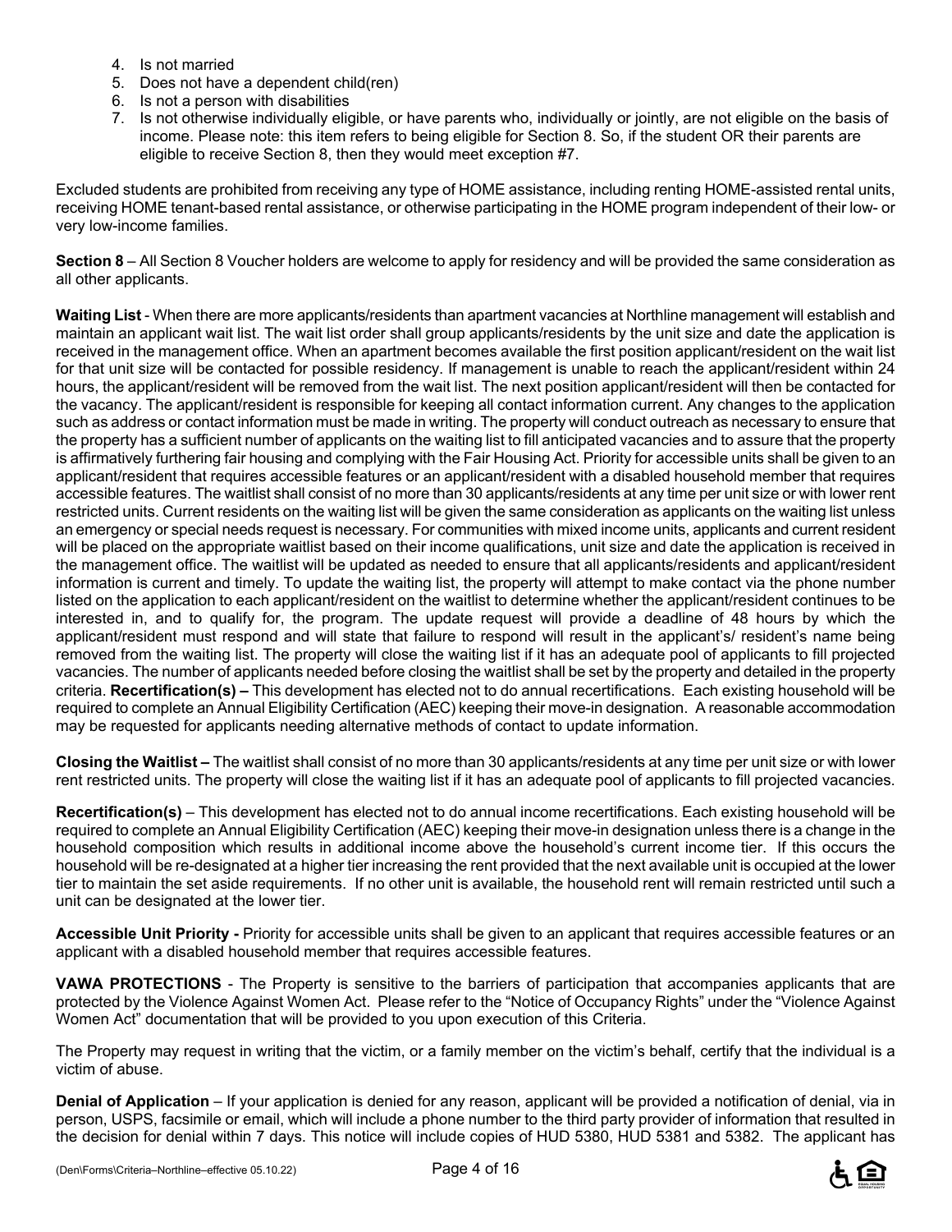4. Is not married
5. Does not have a dependent child(ren)
6. Is not a person with disabilities
7. Is not otherwise individually eligible, or have parents who, individually or jointly, are not eligible on the basis of income. Please note: this item refers to being eligible for Section 8. So, if the student OR their parents are eligible to receive Section 8, then they would meet exception #7.

Excluded students are prohibited from receiving any type of HOME assistance, including renting HOME-assisted rental units, receiving HOME tenant-based rental assistance, or otherwise participating in the HOME program independent of their low- or very low-income families.

**Section 8** – All Section 8 Voucher holders are welcome to apply for residency and will be provided the same consideration as all other applicants.

**Waiting List** - When there are more applicants/residents than apartment vacancies at Northline management will establish and maintain an applicant wait list. The wait list order shall group applicants/residents by the unit size and date the application is received in the management office. When an apartment becomes available the first position applicant/resident on the wait list for that unit size will be contacted for possible residency. If management is unable to reach the applicant/resident within 24 hours, the applicant/resident will be removed from the wait list. The next position applicant/resident will then be contacted for the vacancy. The applicant/resident is responsible for keeping all contact information current. Any changes to the application such as address or contact information must be made in writing. The property will conduct outreach as necessary to ensure that the property has a sufficient number of applicants on the waiting list to fill anticipated vacancies and to assure that the property is affirmatively furthering fair housing and complying with the Fair Housing Act. Priority for accessible units shall be given to an applicant/resident that requires accessible features or an applicant/resident with a disabled household member that requires accessible features. The waitlist shall consist of no more than 30 applicants/residents at any time per unit size or with lower rent restricted units. Current residents on the waiting list will be given the same consideration as applicants on the waiting list unless an emergency or special needs request is necessary. For communities with mixed income units, applicants and current resident will be placed on the appropriate waitlist based on their income qualifications, unit size and date the application is received in the management office. The waitlist will be updated as needed to ensure that all applicants/residents and applicant/resident information is current and timely. To update the waiting list, the property will attempt to make contact via the phone number listed on the application to each applicant/resident on the waitlist to determine whether the applicant/resident continues to be interested in, and to qualify for, the program. The update request will provide a deadline of 48 hours by which the applicant/resident must respond and will state that failure to respond will result in the applicant's/ resident's name being removed from the waiting list. The property will close the waiting list if it has an adequate pool of applicants to fill projected vacancies. The number of applicants needed before closing the waitlist shall be set by the property and detailed in the property criteria. **Recertification(s) –** This development has elected not to do annual recertifications. Each existing household will be required to complete an Annual Eligibility Certification (AEC) keeping their move-in designation. A reasonable accommodation may be requested for applicants needing alternative methods of contact to update information.

**Closing the Waitlist –** The waitlist shall consist of no more than 30 applicants/residents at any time per unit size or with lower rent restricted units. The property will close the waiting list if it has an adequate pool of applicants to fill projected vacancies.

**Recertification(s)** – This development has elected not to do annual income recertifications. Each existing household will be required to complete an Annual Eligibility Certification (AEC) keeping their move-in designation unless there is a change in the household composition which results in additional income above the household's current income tier. If this occurs the household will be re-designated at a higher tier increasing the rent provided that the next available unit is occupied at the lower tier to maintain the set aside requirements. If no other unit is available, the household rent will remain restricted until such a unit can be designated at the lower tier.

**Accessible Unit Priority -** Priority for accessible units shall be given to an applicant that requires accessible features or an applicant with a disabled household member that requires accessible features.

**VAWA PROTECTIONS** - The Property is sensitive to the barriers of participation that accompanies applicants that are protected by the Violence Against Women Act. Please refer to the "Notice of Occupancy Rights" under the "Violence Against Women Act" documentation that will be provided to you upon execution of this Criteria.

The Property may request in writing that the victim, or a family member on the victim's behalf, certify that the individual is a victim of abuse.

**Denial of Application** – If your application is denied for any reason, applicant will be provided a notification of denial, via in person, USPS, facsimile or email, which will include a phone number to the third party provider of information that resulted in the decision for denial within 7 days. This notice will include copies of HUD 5380, HUD 5381 and 5382. The applicant has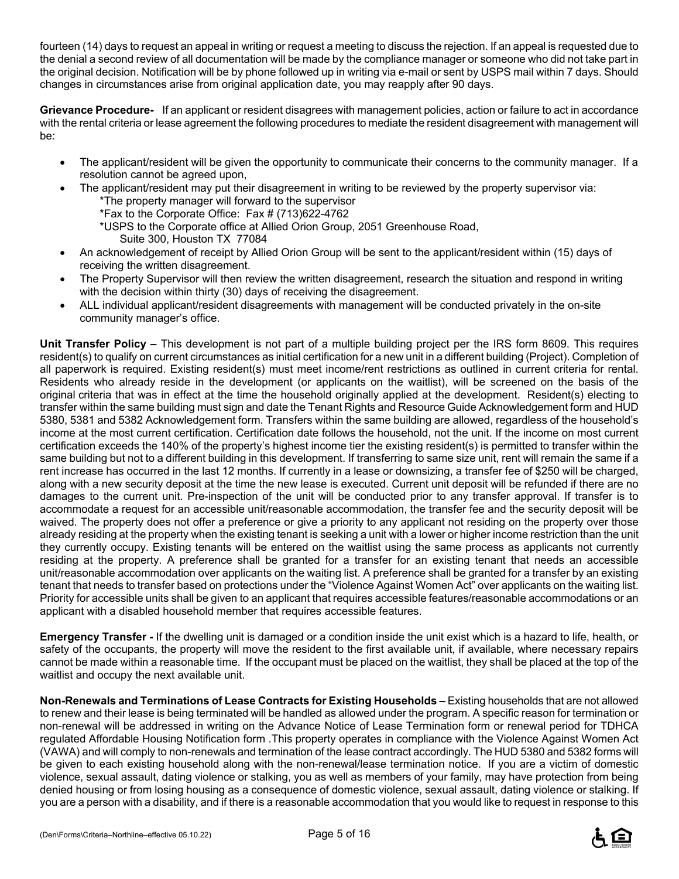fourteen (14) days to request an appeal in writing or request a meeting to discuss the rejection. If an appeal is requested due to the denial a second review of all documentation will be made by the compliance manager or someone who did not take part in the original decision. Notification will be by phone followed up in writing via e-mail or sent by USPS mail within 7 days. Should changes in circumstances arise from original application date, you may reapply after 90 days.

**Grievance Procedure-** If an applicant or resident disagrees with management policies, action or failure to act in accordance with the rental criteria or lease agreement the following procedures to mediate the resident disagreement with management will be:

- The applicant/resident will be given the opportunity to communicate their concerns to the community manager. If a resolution cannot be agreed upon,
- The applicant/resident may put their disagreement in writing to be reviewed by the property supervisor via:
  *The property manager will forward to the supervisor
  *Fax to the Corporate Office: Fax # (713)622-4762
  *USPS to the Corporate office at Allied Orion Group, 2051 Greenhouse Road, Suite 300, Houston TX 77084
- An acknowledgement of receipt by Allied Orion Group will be sent to the applicant/resident within (15) days of receiving the written disagreement.
- The Property Supervisor will then review the written disagreement, research the situation and respond in writing with the decision within thirty (30) days of receiving the disagreement.
- ALL individual applicant/resident disagreements with management will be conducted privately in the on-site community manager's office.

**Unit Transfer Policy –** This development is not part of a multiple building project per the IRS form 8609. This requires resident(s) to qualify on current circumstances as initial certification for a new unit in a different building (Project). Completion of all paperwork is required. Existing resident(s) must meet income/rent restrictions as outlined in current criteria for rental. Residents who already reside in the development (or applicants on the waitlist), will be screened on the basis of the original criteria that was in effect at the time the household originally applied at the development. Resident(s) electing to transfer within the same building must sign and date the Tenant Rights and Resource Guide Acknowledgement form and HUD 5380, 5381 and 5382 Acknowledgement form. Transfers within the same building are allowed, regardless of the household's income at the most current certification. Certification date follows the household, not the unit. If the income on most current certification exceeds the 140% of the property's highest income tier the existing resident(s) is permitted to transfer within the same building but not to a different building in this development. If transferring to same size unit, rent will remain the same if a rent increase has occurred in the last 12 months. If currently in a lease or downsizing, a transfer fee of $250 will be charged, along with a new security deposit at the time the new lease is executed. Current unit deposit will be refunded if there are no damages to the current unit. Pre-inspection of the unit will be conducted prior to any transfer approval. If transfer is to accommodate a request for an accessible unit/reasonable accommodation, the transfer fee and the security deposit will be waived. The property does not offer a preference or give a priority to any applicant not residing on the property over those already residing at the property when the existing tenant is seeking a unit with a lower or higher income restriction than the unit they currently occupy. Existing tenants will be entered on the waitlist using the same process as applicants not currently residing at the property. A preference shall be granted for a transfer for an existing tenant that needs an accessible unit/reasonable accommodation over applicants on the waiting list. A preference shall be granted for a transfer by an existing tenant that needs to transfer based on protections under the "Violence Against Women Act" over applicants on the waiting list. Priority for accessible units shall be given to an applicant that requires accessible features/reasonable accommodations or an applicant with a disabled household member that requires accessible features.

**Emergency Transfer -** If the dwelling unit is damaged or a condition inside the unit exist which is a hazard to life, health, or safety of the occupants, the property will move the resident to the first available unit, if available, where necessary repairs cannot be made within a reasonable time. If the occupant must be placed on the waitlist, they shall be placed at the top of the waitlist and occupy the next available unit.

**Non-Renewals and Terminations of Lease Contracts for Existing Households –** Existing households that are not allowed to renew and their lease is being terminated will be handled as allowed under the program. A specific reason for termination or non-renewal will be addressed in writing on the Advance Notice of Lease Termination form or renewal period for TDHCA regulated Affordable Housing Notification form .This property operates in compliance with the Violence Against Women Act (VAWA) and will comply to non-renewals and termination of the lease contract accordingly. The HUD 5380 and 5382 forms will be given to each existing household along with the non-renewal/lease termination notice. If you are a victim of domestic violence, sexual assault, dating violence or stalking, you as well as members of your family, may have protection from being denied housing or from losing housing as a consequence of domestic violence, sexual assault, dating violence or stalking. If you are a person with a disability, and if there is a reasonable accommodation that you would like to request in response to this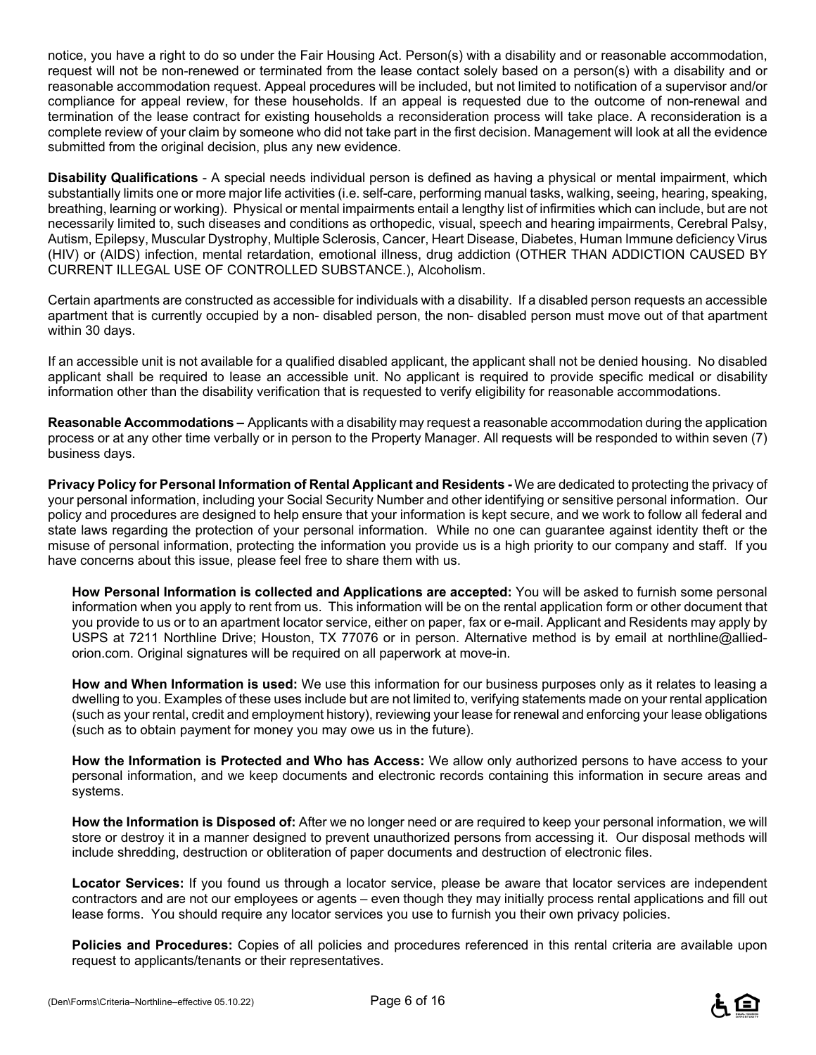notice, you have a right to do so under the Fair Housing Act. Person(s) with a disability and or reasonable accommodation, request will not be non-renewed or terminated from the lease contact solely based on a person(s) with a disability and or reasonable accommodation request. Appeal procedures will be included, but not limited to notification of a supervisor and/or compliance for appeal review, for these households. If an appeal is requested due to the outcome of non-renewal and termination of the lease contract for existing households a reconsideration process will take place. A reconsideration is a complete review of your claim by someone who did not take part in the first decision. Management will look at all the evidence submitted from the original decision, plus any new evidence.

**Disability Qualifications** - A special needs individual person is defined as having a physical or mental impairment, which substantially limits one or more major life activities (i.e. self-care, performing manual tasks, walking, seeing, hearing, speaking, breathing, learning or working). Physical or mental impairments entail a lengthy list of infirmities which can include, but are not necessarily limited to, such diseases and conditions as orthopedic, visual, speech and hearing impairments, Cerebral Palsy, Autism, Epilepsy, Muscular Dystrophy, Multiple Sclerosis, Cancer, Heart Disease, Diabetes, Human Immune deficiency Virus (HIV) or (AIDS) infection, mental retardation, emotional illness, drug addiction (OTHER THAN ADDICTION CAUSED BY CURRENT ILLEGAL USE OF CONTROLLED SUBSTANCE.), Alcoholism.

Certain apartments are constructed as accessible for individuals with a disability. If a disabled person requests an accessible apartment that is currently occupied by a non- disabled person, the non- disabled person must move out of that apartment within 30 days.

If an accessible unit is not available for a qualified disabled applicant, the applicant shall not be denied housing. No disabled applicant shall be required to lease an accessible unit. No applicant is required to provide specific medical or disability information other than the disability verification that is requested to verify eligibility for reasonable accommodations.

**Reasonable Accommodations –** Applicants with a disability may request a reasonable accommodation during the application process or at any other time verbally or in person to the Property Manager. All requests will be responded to within seven (7) business days.

**Privacy Policy for Personal Information of Rental Applicant and Residents -** We are dedicated to protecting the privacy of your personal information, including your Social Security Number and other identifying or sensitive personal information. Our policy and procedures are designed to help ensure that your information is kept secure, and we work to follow all federal and state laws regarding the protection of your personal information. While no one can guarantee against identity theft or the misuse of personal information, protecting the information you provide us is a high priority to our company and staff. If you have concerns about this issue, please feel free to share them with us.

**How Personal Information is collected and Applications are accepted:** You will be asked to furnish some personal information when you apply to rent from us. This information will be on the rental application form or other document that you provide to us or to an apartment locator service, either on paper, fax or e-mail. Applicant and Residents may apply by USPS at 7211 Northline Drive; Houston, TX 77076 or in person. Alternative method is by email at northline@allied-orion.com. Original signatures will be required on all paperwork at move-in.

**How and When Information is used:** We use this information for our business purposes only as it relates to leasing a dwelling to you. Examples of these uses include but are not limited to, verifying statements made on your rental application (such as your rental, credit and employment history), reviewing your lease for renewal and enforcing your lease obligations (such as to obtain payment for money you may owe us in the future).

**How the Information is Protected and Who has Access:** We allow only authorized persons to have access to your personal information, and we keep documents and electronic records containing this information in secure areas and systems.

**How the Information is Disposed of:** After we no longer need or are required to keep your personal information, we will store or destroy it in a manner designed to prevent unauthorized persons from accessing it. Our disposal methods will include shredding, destruction or obliteration of paper documents and destruction of electronic files.

**Locator Services:** If you found us through a locator service, please be aware that locator services are independent contractors and are not our employees or agents – even though they may initially process rental applications and fill out lease forms. You should require any locator services you use to furnish you their own privacy policies.

**Policies and Procedures:** Copies of all policies and procedures referenced in this rental criteria are available upon request to applicants/tenants or their representatives.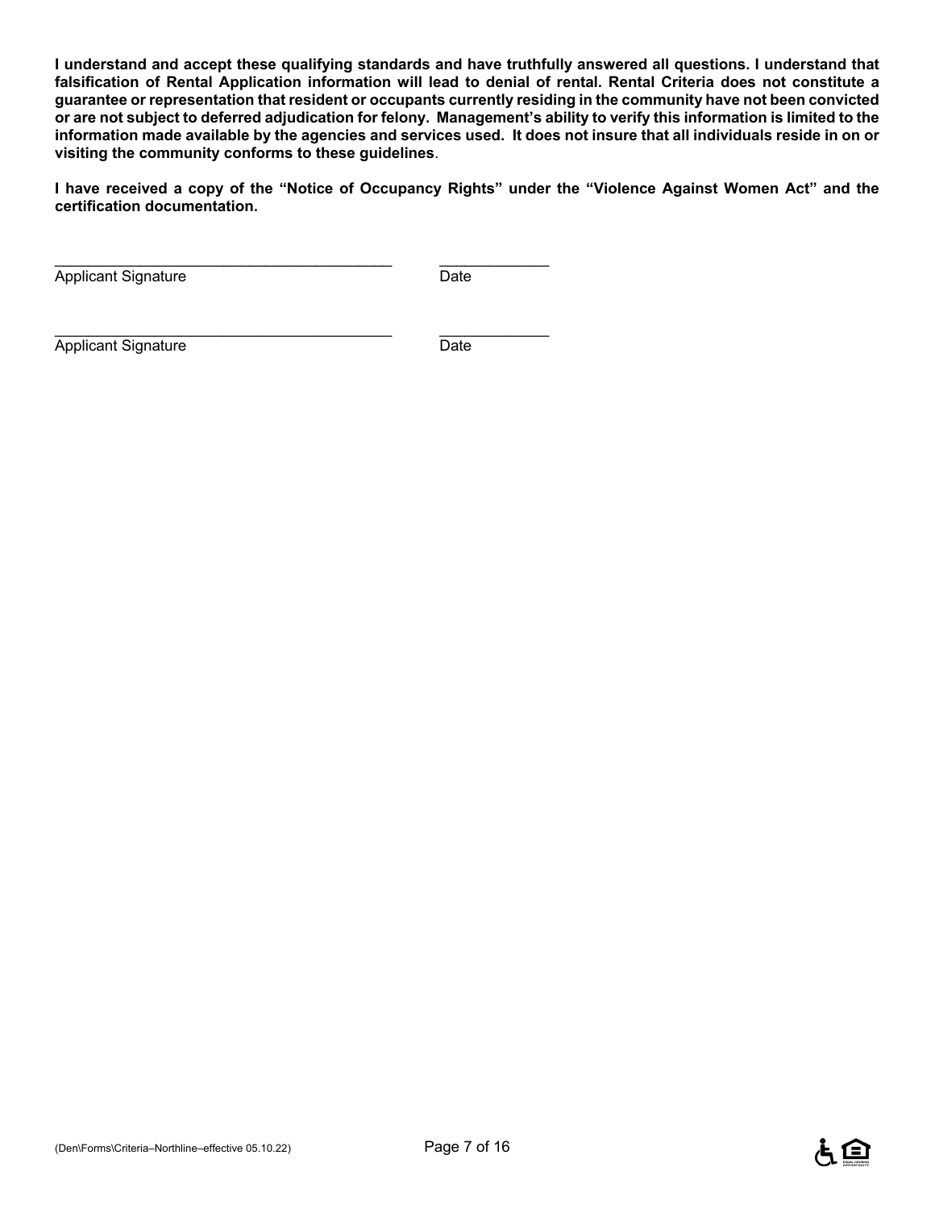**I understand and accept these qualifying standards and have truthfully answered all questions. I understand that falsification of Rental Application information will lead to denial of rental. Rental Criteria does not constitute a guarantee or representation that resident or occupants currently residing in the community have not been convicted or are not subject to deferred adjudication for felony. Management's ability to verify this information is limited to the information made available by the agencies and services used. It does not insure that all individuals reside in on or visiting the community conforms to these guidelines**.

**I have received a copy of the "Notice of Occupancy Rights" under the "Violence Against Women Act" and the certification documentation.**

\_\_\_\_\_\_\_\_\_\_\_\_\_\_\_\_\_\_\_\_\_\_\_\_\_\_\_\_\_\_\_\_\_\_\_\_\_\_\_\_ \_\_\_\_\_\_\_\_\_\_\_\_\_
Applicant Signature Date

\_\_\_\_\_\_\_\_\_\_\_\_\_\_\_\_\_\_\_\_\_\_\_\_\_\_\_\_\_\_\_\_\_\_\_\_\_\_\_\_ \_\_\_\_\_\_\_\_\_\_\_\_\_
Applicant Signature Date

(Den\Forms\Criteria–Northline–effective 05.10.22)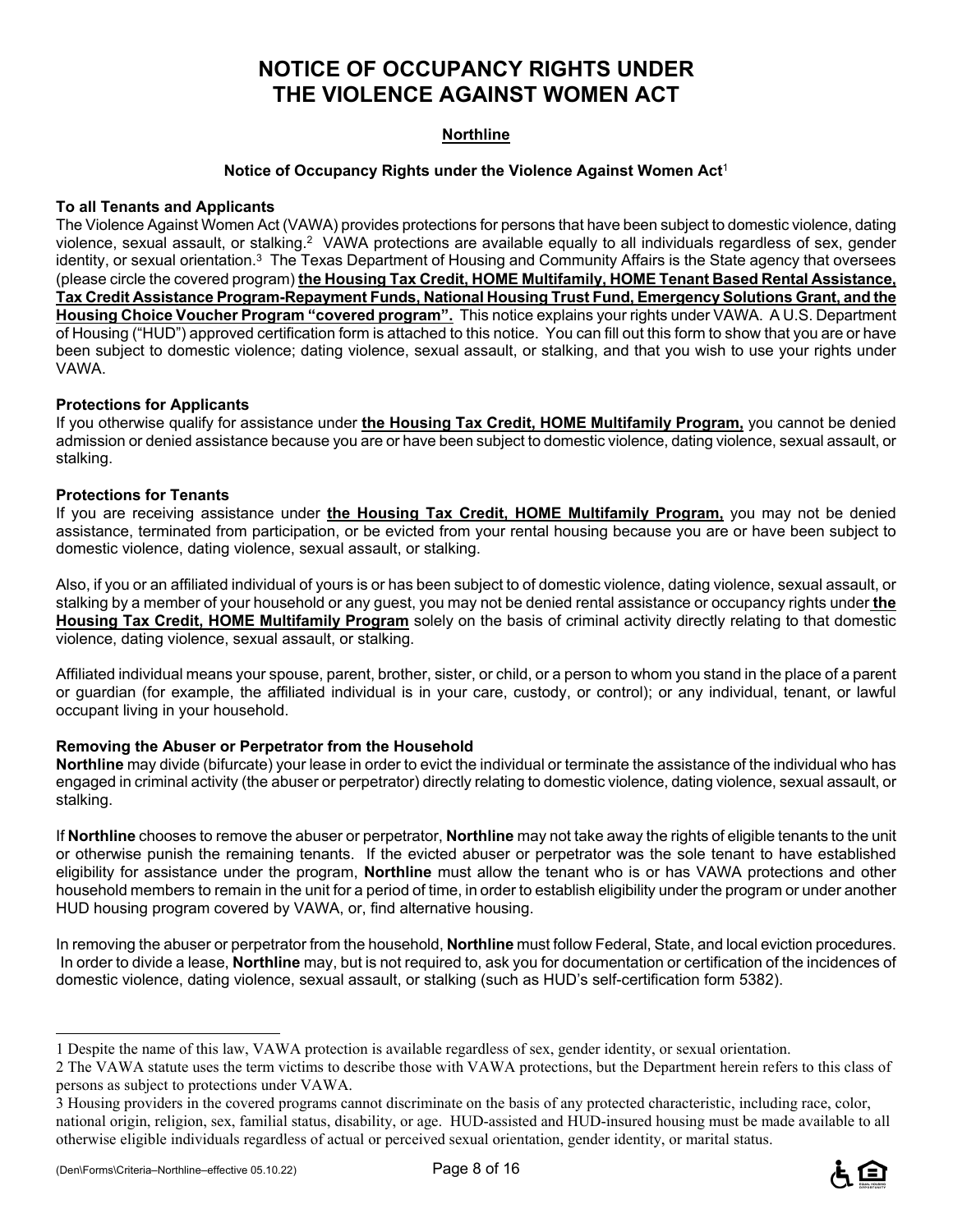# NOTICE OF OCCUPANCY RIGHTS UNDER THE VIOLENCE AGAINST WOMEN ACT

**Northline**

**Notice of Occupancy Rights under the Violence Against Women Act**[1]

**To all Tenants and Applicants**

The Violence Against Women Act (VAWA) provides protections for persons that have been subject to domestic violence, dating violence, sexual assault, or stalking.[2] VAWA protections are available equally to all individuals regardless of sex, gender identity, or sexual orientation.[3] The Texas Department of Housing and Community Affairs is the State agency that oversees (please circle the covered program) **the Housing Tax Credit, HOME Multifamily, HOME Tenant Based Rental Assistance, Tax Credit Assistance Program-Repayment Funds, National Housing Trust Fund, Emergency Solutions Grant, and the Housing Choice Voucher Program "covered program".** This notice explains your rights under VAWA. A U.S. Department of Housing ("HUD") approved certification form is attached to this notice. You can fill out this form to show that you are or have been subject to domestic violence; dating violence, sexual assault, or stalking, and that you wish to use your rights under VAWA.

**Protections for Applicants**

If you otherwise qualify for assistance under **the Housing Tax Credit, HOME Multifamily Program,** you cannot be denied admission or denied assistance because you are or have been subject to domestic violence, dating violence, sexual assault, or stalking.

**Protections for Tenants**

If you are receiving assistance under **the Housing Tax Credit, HOME Multifamily Program,** you may not be denied assistance, terminated from participation, or be evicted from your rental housing because you are or have been subject to domestic violence, dating violence, sexual assault, or stalking.

Also, if you or an affiliated individual of yours is or has been subject to of domestic violence, dating violence, sexual assault, or stalking by a member of your household or any guest, you may not be denied rental assistance or occupancy rights under **the Housing Tax Credit, HOME Multifamily Program** solely on the basis of criminal activity directly relating to that domestic violence, dating violence, sexual assault, or stalking.

Affiliated individual means your spouse, parent, brother, sister, or child, or a person to whom you stand in the place of a parent or guardian (for example, the affiliated individual is in your care, custody, or control); or any individual, tenant, or lawful occupant living in your household.

**Removing the Abuser or Perpetrator from the Household**

**Northline** may divide (bifurcate) your lease in order to evict the individual or terminate the assistance of the individual who has engaged in criminal activity (the abuser or perpetrator) directly relating to domestic violence, dating violence, sexual assault, or stalking.

If **Northline** chooses to remove the abuser or perpetrator, **Northline** may not take away the rights of eligible tenants to the unit or otherwise punish the remaining tenants. If the evicted abuser or perpetrator was the sole tenant to have established eligibility for assistance under the program, **Northline** must allow the tenant who is or has VAWA protections and other household members to remain in the unit for a period of time, in order to establish eligibility under the program or under another HUD housing program covered by VAWA, or, find alternative housing.

In removing the abuser or perpetrator from the household, **Northline** must follow Federal, State, and local eviction procedures. In order to divide a lease, **Northline** may, but is not required to, ask you for documentation or certification of the incidences of domestic violence, dating violence, sexual assault, or stalking (such as HUD's self-certification form 5382).

---

1 Despite the name of this law, VAWA protection is available regardless of sex, gender identity, or sexual orientation.

2 The VAWA statute uses the term victims to describe those with VAWA protections, but the Department herein refers to this class of persons as subject to protections under VAWA.

3 Housing providers in the covered programs cannot discriminate on the basis of any protected characteristic, including race, color, national origin, religion, sex, familial status, disability, or age. HUD-assisted and HUD-insured housing must be made available to all otherwise eligible individuals regardless of actual or perceived sexual orientation, gender identity, or marital status.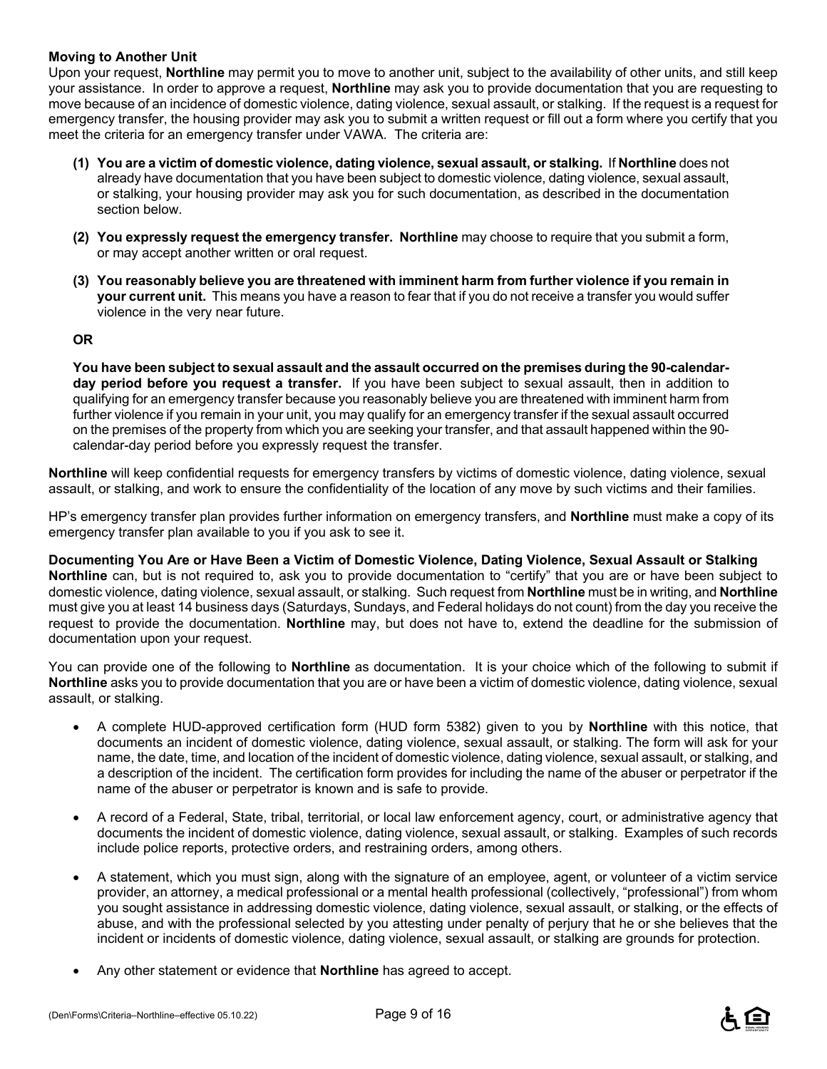**Moving to Another Unit**

Upon your request, **Northline** may permit you to move to another unit, subject to the availability of other units, and still keep your assistance. In order to approve a request, **Northline** may ask you to provide documentation that you are requesting to move because of an incidence of domestic violence, dating violence, sexual assault, or stalking. If the request is a request for emergency transfer, the housing provider may ask you to submit a written request or fill out a form where you certify that you meet the criteria for an emergency transfer under VAWA. The criteria are:

**(1) You are a victim of domestic violence, dating violence, sexual assault, or stalking.** If **Northline** does not already have documentation that you have been subject to domestic violence, dating violence, sexual assault, or stalking, your housing provider may ask you for such documentation, as described in the documentation section below.

**(2) You expressly request the emergency transfer. Northline** may choose to require that you submit a form, or may accept another written or oral request.

**(3) You reasonably believe you are threatened with imminent harm from further violence if you remain in your current unit.** This means you have a reason to fear that if you do not receive a transfer you would suffer violence in the very near future.

**OR**

**You have been subject to sexual assault and the assault occurred on the premises during the 90-calendar-day period before you request a transfer.** If you have been subject to sexual assault, then in addition to qualifying for an emergency transfer because you reasonably believe you are threatened with imminent harm from further violence if you remain in your unit, you may qualify for an emergency transfer if the sexual assault occurred on the premises of the property from which you are seeking your transfer, and that assault happened within the 90-calendar-day period before you expressly request the transfer.

**Northline** will keep confidential requests for emergency transfers by victims of domestic violence, dating violence, sexual assault, or stalking, and work to ensure the confidentiality of the location of any move by such victims and their families.

HP's emergency transfer plan provides further information on emergency transfers, and **Northline** must make a copy of its emergency transfer plan available to you if you ask to see it.

**Documenting You Are or Have Been a Victim of Domestic Violence, Dating Violence, Sexual Assault or Stalking**

**Northline** can, but is not required to, ask you to provide documentation to "certify" that you are or have been subject to domestic violence, dating violence, sexual assault, or stalking. Such request from **Northline** must be in writing, and **Northline** must give you at least 14 business days (Saturdays, Sundays, and Federal holidays do not count) from the day you receive the request to provide the documentation. **Northline** may, but does not have to, extend the deadline for the submission of documentation upon your request.

You can provide one of the following to **Northline** as documentation. It is your choice which of the following to submit if **Northline** asks you to provide documentation that you are or have been a victim of domestic violence, dating violence, sexual assault, or stalking.

- A complete HUD-approved certification form (HUD form 5382) given to you by **Northline** with this notice, that documents an incident of domestic violence, dating violence, sexual assault, or stalking. The form will ask for your name, the date, time, and location of the incident of domestic violence, dating violence, sexual assault, or stalking, and a description of the incident. The certification form provides for including the name of the abuser or perpetrator if the name of the abuser or perpetrator is known and is safe to provide.

- A record of a Federal, State, tribal, territorial, or local law enforcement agency, court, or administrative agency that documents the incident of domestic violence, dating violence, sexual assault, or stalking. Examples of such records include police reports, protective orders, and restraining orders, among others.

- A statement, which you must sign, along with the signature of an employee, agent, or volunteer of a victim service provider, an attorney, a medical professional or a mental health professional (collectively, "professional") from whom you sought assistance in addressing domestic violence, dating violence, sexual assault, or stalking, or the effects of abuse, and with the professional selected by you attesting under penalty of perjury that he or she believes that the incident or incidents of domestic violence, dating violence, sexual assault, or stalking are grounds for protection.

- Any other statement or evidence that **Northline** has agreed to accept.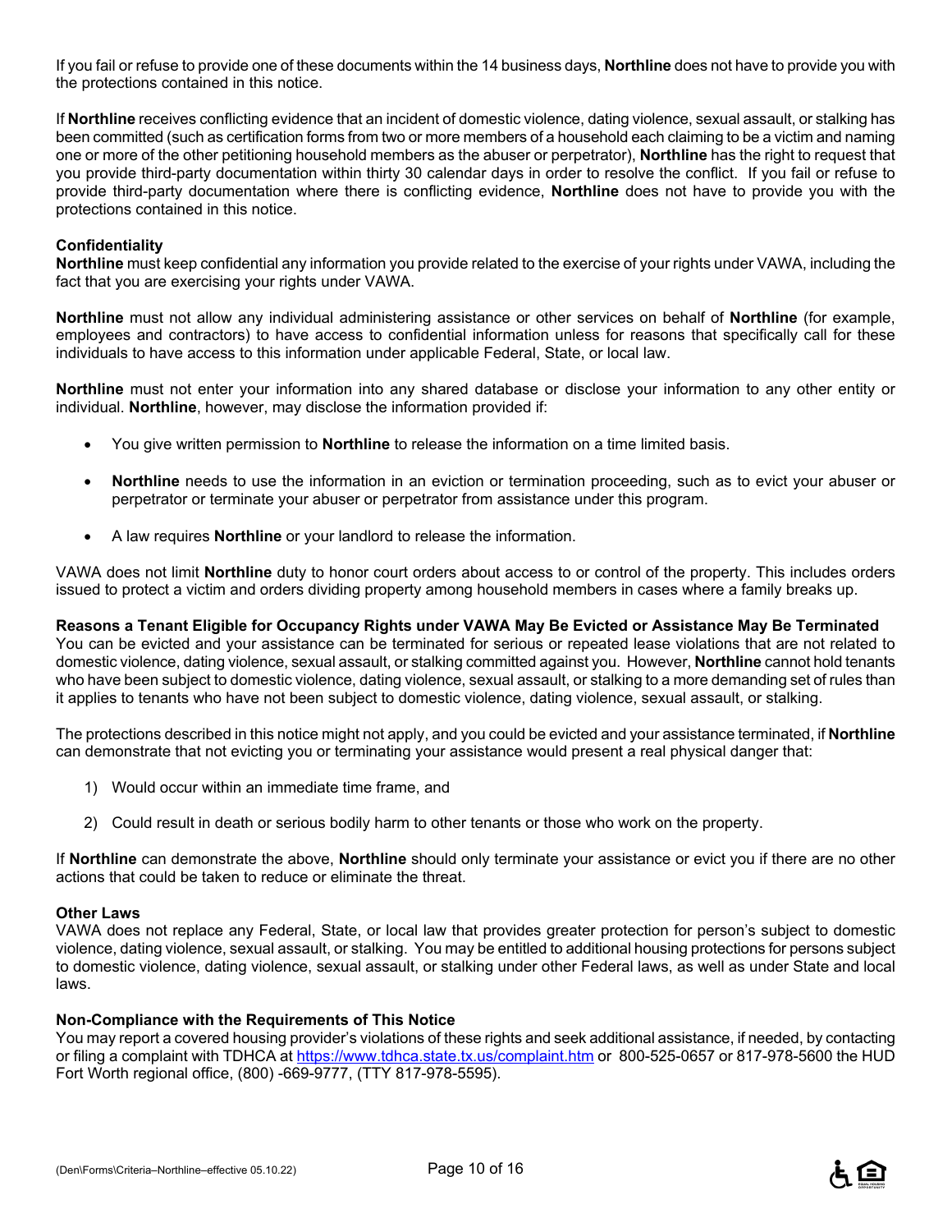If you fail or refuse to provide one of these documents within the 14 business days, **Northline** does not have to provide you with the protections contained in this notice.

If **Northline** receives conflicting evidence that an incident of domestic violence, dating violence, sexual assault, or stalking has been committed (such as certification forms from two or more members of a household each claiming to be a victim and naming one or more of the other petitioning household members as the abuser or perpetrator), **Northline** has the right to request that you provide third-party documentation within thirty 30 calendar days in order to resolve the conflict. If you fail or refuse to provide third-party documentation where there is conflicting evidence, **Northline** does not have to provide you with the protections contained in this notice.

**Confidentiality**

**Northline** must keep confidential any information you provide related to the exercise of your rights under VAWA, including the fact that you are exercising your rights under VAWA.

**Northline** must not allow any individual administering assistance or other services on behalf of **Northline** (for example, employees and contractors) to have access to confidential information unless for reasons that specifically call for these individuals to have access to this information under applicable Federal, State, or local law.

**Northline** must not enter your information into any shared database or disclose your information to any other entity or individual. **Northline**, however, may disclose the information provided if:

- You give written permission to **Northline** to release the information on a time limited basis.
- **Northline** needs to use the information in an eviction or termination proceeding, such as to evict your abuser or perpetrator or terminate your abuser or perpetrator from assistance under this program.
- A law requires **Northline** or your landlord to release the information.

VAWA does not limit **Northline** duty to honor court orders about access to or control of the property. This includes orders issued to protect a victim and orders dividing property among household members in cases where a family breaks up.

**Reasons a Tenant Eligible for Occupancy Rights under VAWA May Be Evicted or Assistance May Be Terminated**

You can be evicted and your assistance can be terminated for serious or repeated lease violations that are not related to domestic violence, dating violence, sexual assault, or stalking committed against you. However, **Northline** cannot hold tenants who have been subject to domestic violence, dating violence, sexual assault, or stalking to a more demanding set of rules than it applies to tenants who have not been subject to domestic violence, dating violence, sexual assault, or stalking.

The protections described in this notice might not apply, and you could be evicted and your assistance terminated, if **Northline** can demonstrate that not evicting you or terminating your assistance would present a real physical danger that:

1) Would occur within an immediate time frame, and
2) Could result in death or serious bodily harm to other tenants or those who work on the property.

If **Northline** can demonstrate the above, **Northline** should only terminate your assistance or evict you if there are no other actions that could be taken to reduce or eliminate the threat.

**Other Laws**

VAWA does not replace any Federal, State, or local law that provides greater protection for person's subject to domestic violence, dating violence, sexual assault, or stalking. You may be entitled to additional housing protections for persons subject to domestic violence, dating violence, sexual assault, or stalking under other Federal laws, as well as under State and local laws.

**Non-Compliance with the Requirements of This Notice**

You may report a covered housing provider's violations of these rights and seek additional assistance, if needed, by contacting or filing a complaint with TDHCA at https://www.tdhca.state.tx.us/complaint.htm or 800-525-0657 or 817-978-5600 the HUD Fort Worth regional office, (800) -669-9777, (TTY 817-978-5595).

(Den\Forms\Criteria–Northline–effective 05.10.22)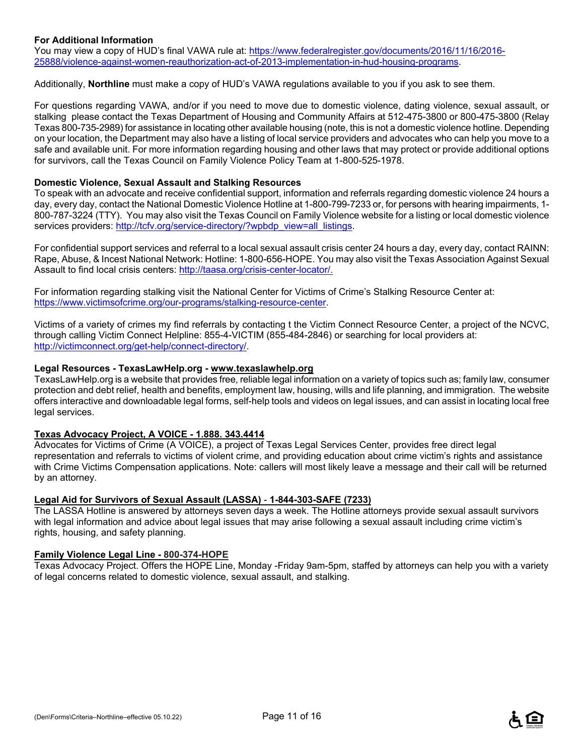**For Additional Information**
You may view a copy of HUD's final VAWA rule at: https://www.federalregister.gov/documents/2016/11/16/2016-25888/violence-against-women-reauthorization-act-of-2013-implementation-in-hud-housing-programs.

Additionally, **Northline** must make a copy of HUD's VAWA regulations available to you if you ask to see them.

For questions regarding VAWA, and/or if you need to move due to domestic violence, dating violence, sexual assault, or stalking please contact the Texas Department of Housing and Community Affairs at 512-475-3800 or 800-475-3800 (Relay Texas 800-735-2989) for assistance in locating other available housing (note, this is not a domestic violence hotline. Depending on your location, the Department may also have a listing of local service providers and advocates who can help you move to a safe and available unit. For more information regarding housing and other laws that may protect or provide additional options for survivors, call the Texas Council on Family Violence Policy Team at 1-800-525-1978.

**Domestic Violence, Sexual Assault and Stalking Resources**
To speak with an advocate and receive confidential support, information and referrals regarding domestic violence 24 hours a day, every day, contact the National Domestic Violence Hotline at 1-800-799-7233 or, for persons with hearing impairments, 1-800-787-3224 (TTY). You may also visit the Texas Council on Family Violence website for a listing or local domestic violence services providers: http://tcfv.org/service-directory/?wpbdp_view=all_listings.

For confidential support services and referral to a local sexual assault crisis center 24 hours a day, every day, contact RAINN: Rape, Abuse, & Incest National Network: Hotline: 1-800-656-HOPE. You may also visit the Texas Association Against Sexual Assault to find local crisis centers: http://taasa.org/crisis-center-locator/.

For information regarding stalking visit the National Center for Victims of Crime's Stalking Resource Center at: https://www.victimsofcrime.org/our-programs/stalking-resource-center.

Victims of a variety of crimes my find referrals by contacting t the Victim Connect Resource Center, a project of the NCVC, through calling Victim Connect Helpline: 855-4-VICTIM (855-484-2846) or searching for local providers at: http://victimconnect.org/get-help/connect-directory/.

**Legal Resources - TexasLawHelp.org - www.texaslawhelp.org**
TexasLawHelp.org is a website that provides free, reliable legal information on a variety of topics such as; family law, consumer protection and debt relief, health and benefits, employment law, housing, wills and life planning, and immigration. The website offers interactive and downloadable legal forms, self-help tools and videos on legal issues, and can assist in locating local free legal services.

**Texas Advocacy Project, A VOICE - 1.888. 343.4414**
Advocates for Victims of Crime (A VOICE), a project of Texas Legal Services Center, provides free direct legal representation and referrals to victims of violent crime, and providing education about crime victim's rights and assistance with Crime Victims Compensation applications. Note: callers will most likely leave a message and their call will be returned by an attorney.

**Legal Aid for Survivors of Sexual Assault (LASSA) - 1-844-303-SAFE (7233)**
The LASSA Hotline is answered by attorneys seven days a week. The Hotline attorneys provide sexual assault survivors with legal information and advice about legal issues that may arise following a sexual assault including crime victim's rights, housing, and safety planning.

**Family Violence Legal Line - 800-374-HOPE**
Texas Advocacy Project. Offers the HOPE Line, Monday -Friday 9am-5pm, staffed by attorneys can help you with a variety of legal concerns related to domestic violence, sexual assault, and stalking.

(Den\Forms\Criteria–Northline–effective 05.10.22)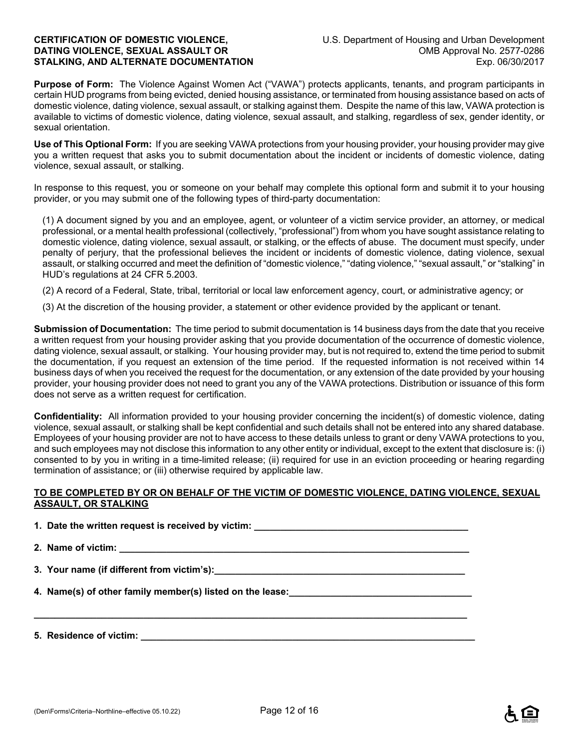**CERTIFICATION OF DOMESTIC VIOLENCE, DATING VIOLENCE, SEXUAL ASSAULT OR STALKING, AND ALTERNATE DOCUMENTATION**

U.S. Department of Housing and Urban Development
OMB Approval No. 2577-0286
Exp. 06/30/2017

**Purpose of Form:** The Violence Against Women Act ("VAWA") protects applicants, tenants, and program participants in certain HUD programs from being evicted, denied housing assistance, or terminated from housing assistance based on acts of domestic violence, dating violence, sexual assault, or stalking against them. Despite the name of this law, VAWA protection is available to victims of domestic violence, dating violence, sexual assault, and stalking, regardless of sex, gender identity, or sexual orientation.

**Use of This Optional Form:** If you are seeking VAWA protections from your housing provider, your housing provider may give you a written request that asks you to submit documentation about the incident or incidents of domestic violence, dating violence, sexual assault, or stalking.

In response to this request, you or someone on your behalf may complete this optional form and submit it to your housing provider, or you may submit one of the following types of third-party documentation:

(1) A document signed by you and an employee, agent, or volunteer of a victim service provider, an attorney, or medical professional, or a mental health professional (collectively, "professional") from whom you have sought assistance relating to domestic violence, dating violence, sexual assault, or stalking, or the effects of abuse. The document must specify, under penalty of perjury, that the professional believes the incident or incidents of domestic violence, dating violence, sexual assault, or stalking occurred and meet the definition of "domestic violence," "dating violence," "sexual assault," or "stalking" in HUD's regulations at 24 CFR 5.2003.

(2) A record of a Federal, State, tribal, territorial or local law enforcement agency, court, or administrative agency; or

(3) At the discretion of the housing provider, a statement or other evidence provided by the applicant or tenant.

**Submission of Documentation:** The time period to submit documentation is 14 business days from the date that you receive a written request from your housing provider asking that you provide documentation of the occurrence of domestic violence, dating violence, sexual assault, or stalking. Your housing provider may, but is not required to, extend the time period to submit the documentation, if you request an extension of the time period. If the requested information is not received within 14 business days of when you received the request for the documentation, or any extension of the date provided by your housing provider, your housing provider does not need to grant you any of the VAWA protections. Distribution or issuance of this form does not serve as a written request for certification.

**Confidentiality:** All information provided to your housing provider concerning the incident(s) of domestic violence, dating violence, sexual assault, or stalking shall be kept confidential and such details shall not be entered into any shared database. Employees of your housing provider are not to have access to these details unless to grant or deny VAWA protections to you, and such employees may not disclose this information to any other entity or individual, except to the extent that disclosure is: (i) consented to by you in writing in a time-limited release; (ii) required for use in an eviction proceeding or hearing regarding termination of assistance; or (iii) otherwise required by applicable law.

**TO BE COMPLETED BY OR ON BEHALF OF THE VICTIM OF DOMESTIC VIOLENCE, DATING VIOLENCE, SEXUAL ASSAULT, OR STALKING**

**1. Date the written request is received by victim:** ________________________________________

**2. Name of victim:** ________________________________________________________________

**3. Your name (if different from victim's):** ______________________________________________

**4. Name(s) of other family member(s) listed on the lease:** __________________________________

____________________________________________________________________________________

**5. Residence of victim:** ____________________________________________________________

(Den\Forms\Criteria–Northline–effective 05.10.22)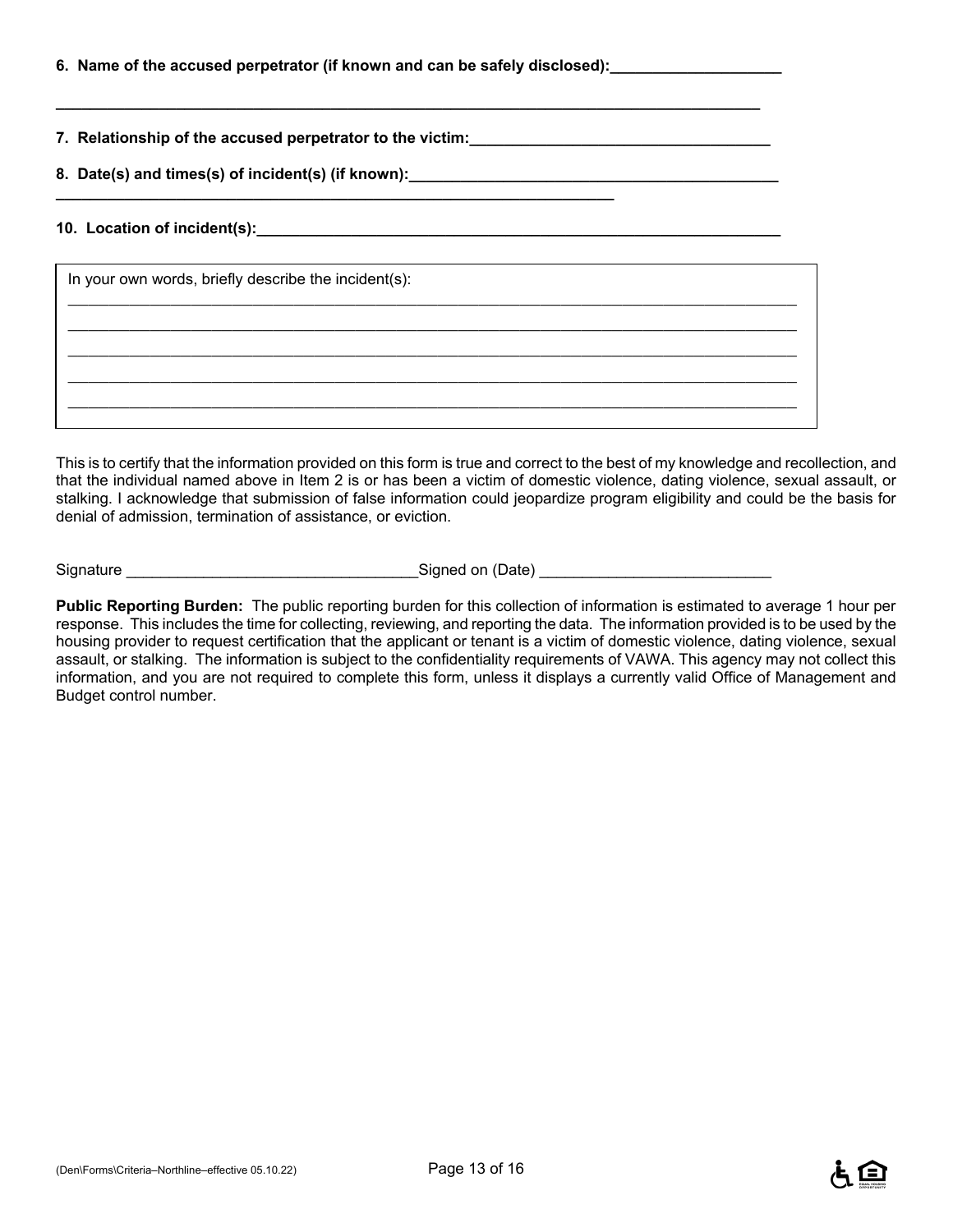**6. Name of the accused perpetrator (if known and can be safely disclosed):____________________**

**______________________________________________________________________________**

**7. Relationship of the accused perpetrator to the victim:__________________________________**

**8. Date(s) and times(s) of incident(s) (if known):__________________________________________**

**______________________________________________________________**

**10. Location of incident(s):__________________________________________________________**

In your own words, briefly describe the incident(s):

______________________________________________________________________________

______________________________________________________________________________

______________________________________________________________________________

______________________________________________________________________________

______________________________________________________________________________

This is to certify that the information provided on this form is true and correct to the best of my knowledge and recollection, and that the individual named above in Item 2 is or has been a victim of domestic violence, dating violence, sexual assault, or stalking. I acknowledge that submission of false information could jeopardize program eligibility and could be the basis for denial of admission, termination of assistance, or eviction.

Signature _________________________________Signed on (Date) ___________________________

**Public Reporting Burden:** The public reporting burden for this collection of information is estimated to average 1 hour per response. This includes the time for collecting, reviewing, and reporting the data. The information provided is to be used by the housing provider to request certification that the applicant or tenant is a victim of domestic violence, dating violence, sexual assault, or stalking. The information is subject to the confidentiality requirements of VAWA. This agency may not collect this information, and you are not required to complete this form, unless it displays a currently valid Office of Management and Budget control number.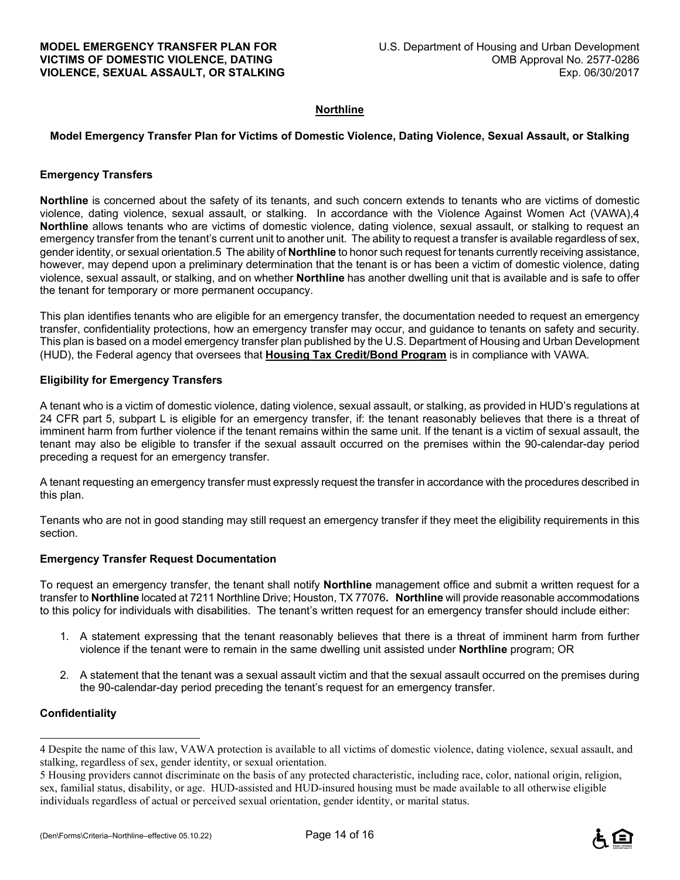## Northline

### Model Emergency Transfer Plan for Victims of Domestic Violence, Dating Violence, Sexual Assault, or Stalking

**Emergency Transfers**

**Northline** is concerned about the safety of its tenants, and such concern extends to tenants who are victims of domestic violence, dating violence, sexual assault, or stalking. In accordance with the Violence Against Women Act (VAWA),[4] **Northline** allows tenants who are victims of domestic violence, dating violence, sexual assault, or stalking to request an emergency transfer from the tenant's current unit to another unit. The ability to request a transfer is available regardless of sex, gender identity, or sexual orientation.[5] The ability of **Northline** to honor such request for tenants currently receiving assistance, however, may depend upon a preliminary determination that the tenant is or has been a victim of domestic violence, dating violence, sexual assault, or stalking, and on whether **Northline** has another dwelling unit that is available and is safe to offer the tenant for temporary or more permanent occupancy.

This plan identifies tenants who are eligible for an emergency transfer, the documentation needed to request an emergency transfer, confidentiality protections, how an emergency transfer may occur, and guidance to tenants on safety and security. This plan is based on a model emergency transfer plan published by the U.S. Department of Housing and Urban Development (HUD), the Federal agency that oversees that **Housing Tax Credit/Bond Program** is in compliance with VAWA.

**Eligibility for Emergency Transfers**

A tenant who is a victim of domestic violence, dating violence, sexual assault, or stalking, as provided in HUD's regulations at 24 CFR part 5, subpart L is eligible for an emergency transfer, if: the tenant reasonably believes that there is a threat of imminent harm from further violence if the tenant remains within the same unit. If the tenant is a victim of sexual assault, the tenant may also be eligible to transfer if the sexual assault occurred on the premises within the 90-calendar-day period preceding a request for an emergency transfer.

A tenant requesting an emergency transfer must expressly request the transfer in accordance with the procedures described in this plan.

Tenants who are not in good standing may still request an emergency transfer if they meet the eligibility requirements in this section.

**Emergency Transfer Request Documentation**

To request an emergency transfer, the tenant shall notify **Northline** management office and submit a written request for a transfer to **Northline** located at 7211 Northline Drive; Houston, TX 77076**.** **Northline** will provide reasonable accommodations to this policy for individuals with disabilities. The tenant's written request for an emergency transfer should include either:

1. A statement expressing that the tenant reasonably believes that there is a threat of imminent harm from further violence if the tenant were to remain in the same dwelling unit assisted under **Northline** program; OR
2. A statement that the tenant was a sexual assault victim and that the sexual assault occurred on the premises during the 90-calendar-day period preceding the tenant's request for an emergency transfer.

**Confidentiality**

---

[4] Despite the name of this law, VAWA protection is available to all victims of domestic violence, dating violence, sexual assault, and stalking, regardless of sex, gender identity, or sexual orientation.

[5] Housing providers cannot discriminate on the basis of any protected characteristic, including race, color, national origin, religion, sex, familial status, disability, or age. HUD-assisted and HUD-insured housing must be made available to all otherwise eligible individuals regardless of actual or perceived sexual orientation, gender identity, or marital status.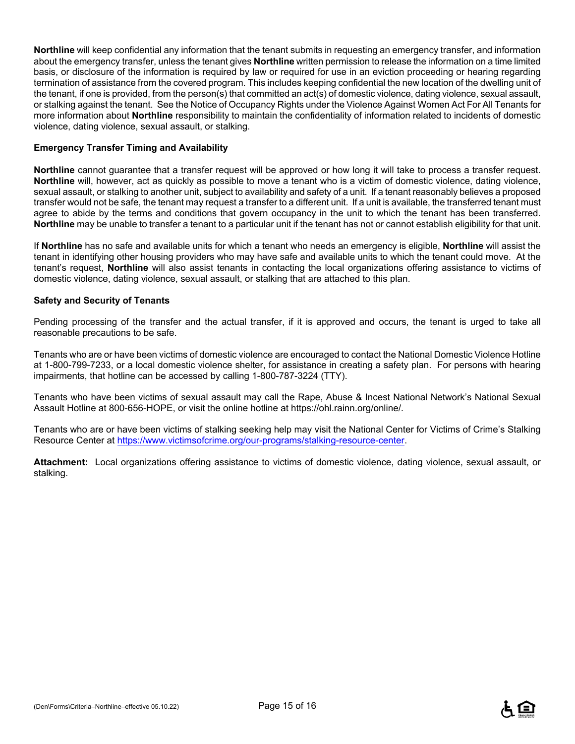**Northline** will keep confidential any information that the tenant submits in requesting an emergency transfer, and information about the emergency transfer, unless the tenant gives **Northline** written permission to release the information on a time limited basis, or disclosure of the information is required by law or required for use in an eviction proceeding or hearing regarding termination of assistance from the covered program. This includes keeping confidential the new location of the dwelling unit of the tenant, if one is provided, from the person(s) that committed an act(s) of domestic violence, dating violence, sexual assault, or stalking against the tenant. See the Notice of Occupancy Rights under the Violence Against Women Act For All Tenants for more information about **Northline** responsibility to maintain the confidentiality of information related to incidents of domestic violence, dating violence, sexual assault, or stalking.

### Emergency Transfer Timing and Availability

**Northline** cannot guarantee that a transfer request will be approved or how long it will take to process a transfer request. **Northline** will, however, act as quickly as possible to move a tenant who is a victim of domestic violence, dating violence, sexual assault, or stalking to another unit, subject to availability and safety of a unit. If a tenant reasonably believes a proposed transfer would not be safe, the tenant may request a transfer to a different unit. If a unit is available, the transferred tenant must agree to abide by the terms and conditions that govern occupancy in the unit to which the tenant has been transferred. **Northline** may be unable to transfer a tenant to a particular unit if the tenant has not or cannot establish eligibility for that unit.

If **Northline** has no safe and available units for which a tenant who needs an emergency is eligible, **Northline** will assist the tenant in identifying other housing providers who may have safe and available units to which the tenant could move. At the tenant's request, **Northline** will also assist tenants in contacting the local organizations offering assistance to victims of domestic violence, dating violence, sexual assault, or stalking that are attached to this plan.

### Safety and Security of Tenants

Pending processing of the transfer and the actual transfer, if it is approved and occurs, the tenant is urged to take all reasonable precautions to be safe.

Tenants who are or have been victims of domestic violence are encouraged to contact the National Domestic Violence Hotline at 1-800-799-7233, or a local domestic violence shelter, for assistance in creating a safety plan. For persons with hearing impairments, that hotline can be accessed by calling 1-800-787-3224 (TTY).

Tenants who have been victims of sexual assault may call the Rape, Abuse & Incest National Network's National Sexual Assault Hotline at 800-656-HOPE, or visit the online hotline at https://ohl.rainn.org/online/.

Tenants who are or have been victims of stalking seeking help may visit the National Center for Victims of Crime's Stalking Resource Center at https://www.victimsofcrime.org/our-programs/stalking-resource-center.

**Attachment:** Local organizations offering assistance to victims of domestic violence, dating violence, sexual assault, or stalking.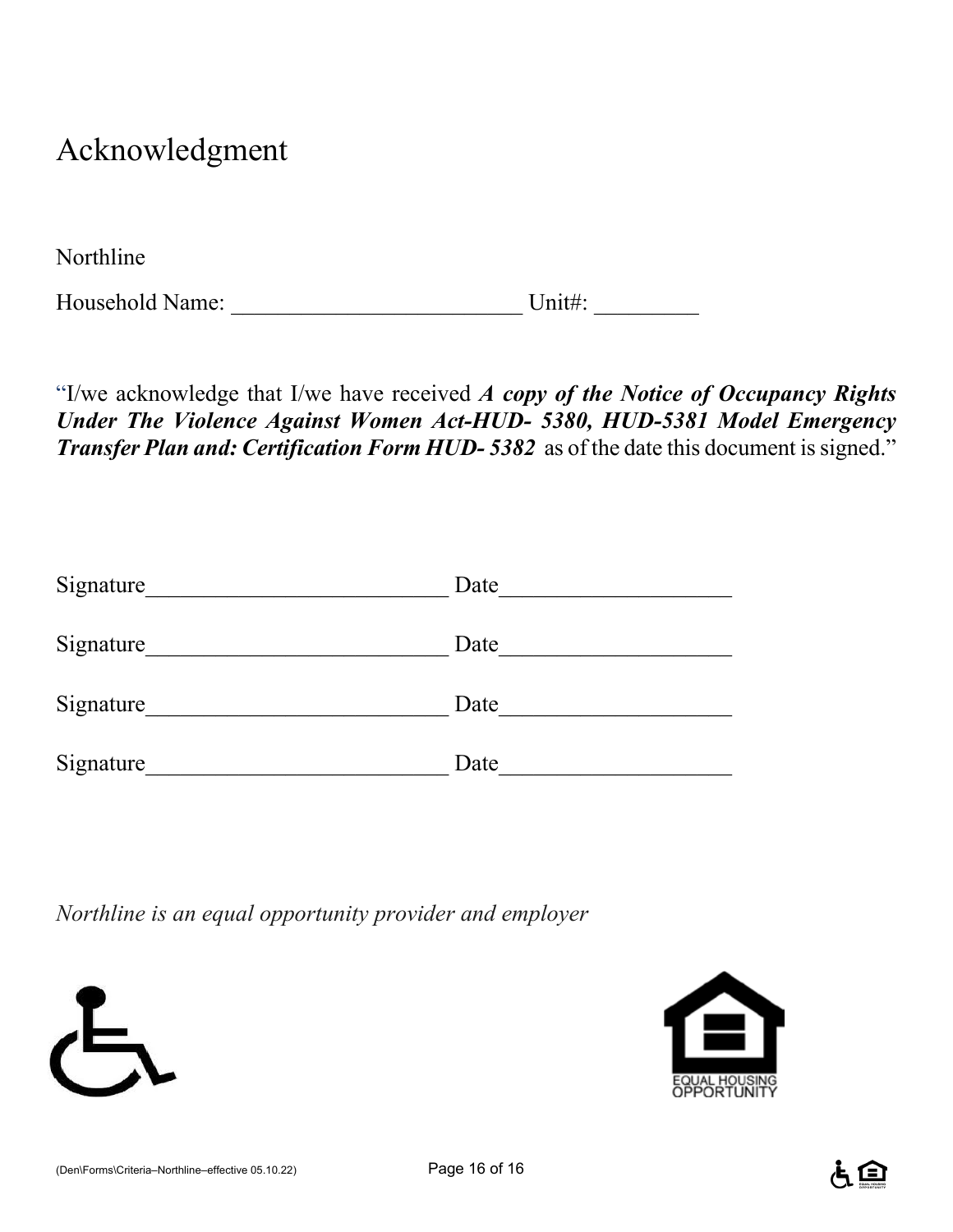# Acknowledgment

Northline

Household Name: _________________________ Unit#: _________

"I/we acknowledge that I/we have received ***A copy of the Notice of Occupancy Rights Under The Violence Against Women Act-HUD- 5380, HUD-5381 Model Emergency Transfer Plan and: Certification Form HUD- 5382*** as of the date this document is signed."

Signature__________________________ Date____________________

Signature__________________________ Date____________________

Signature__________________________ Date____________________

Signature__________________________ Date____________________

*Northline is an equal opportunity provider and employer*

EQUAL HOUSING OPPORTUNITY

(Den\Forms\Criteria–Northline–effective 05.10.22)